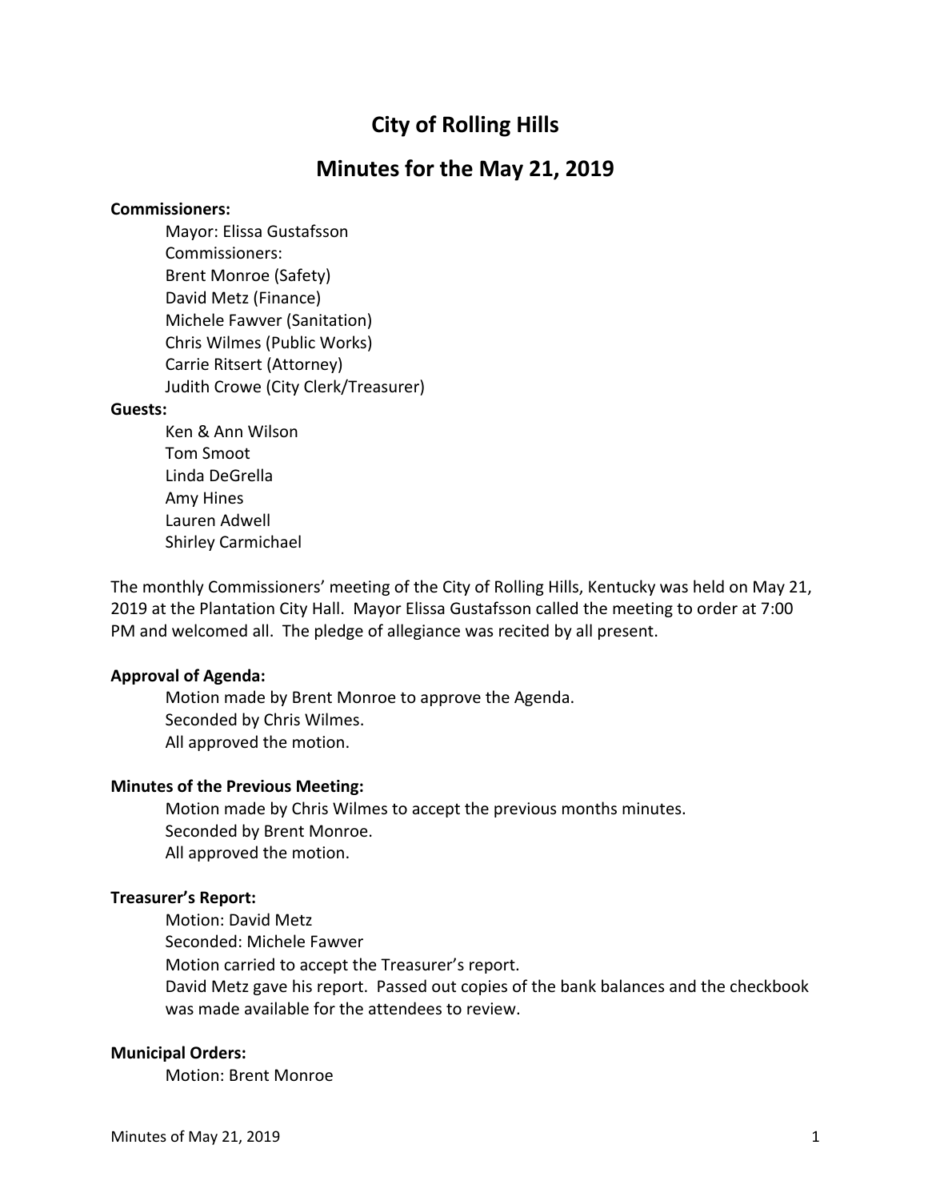# City of Rolling Hills

## Minutes for the May 21, 2019

**Commissioners:**

Mayor: Elissa Gustafsson
Commissioners:
Brent Monroe (Safety)
David Metz (Finance)
Michele Fawver (Sanitation)
Chris Wilmes (Public Works)
Carrie Ritsert (Attorney)
Judith Crowe (City Clerk/Treasurer)

**Guests:**

Ken & Ann Wilson
Tom Smoot
Linda DeGrella
Amy Hines
Lauren Adwell
Shirley Carmichael

The monthly Commissioners' meeting of the City of Rolling Hills, Kentucky was held on May 21, 2019 at the Plantation City Hall. Mayor Elissa Gustafsson called the meeting to order at 7:00 PM and welcomed all. The pledge of allegiance was recited by all present.

**Approval of Agenda:**

Motion made by Brent Monroe to approve the Agenda.
Seconded by Chris Wilmes.
All approved the motion.

**Minutes of the Previous Meeting:**

Motion made by Chris Wilmes to accept the previous months minutes.
Seconded by Brent Monroe.
All approved the motion.

**Treasurer's Report:**

Motion: David Metz
Seconded: Michele Fawver
Motion carried to accept the Treasurer's report.
David Metz gave his report. Passed out copies of the bank balances and the checkbook was made available for the attendees to review.

**Municipal Orders:**

Motion: Brent Monroe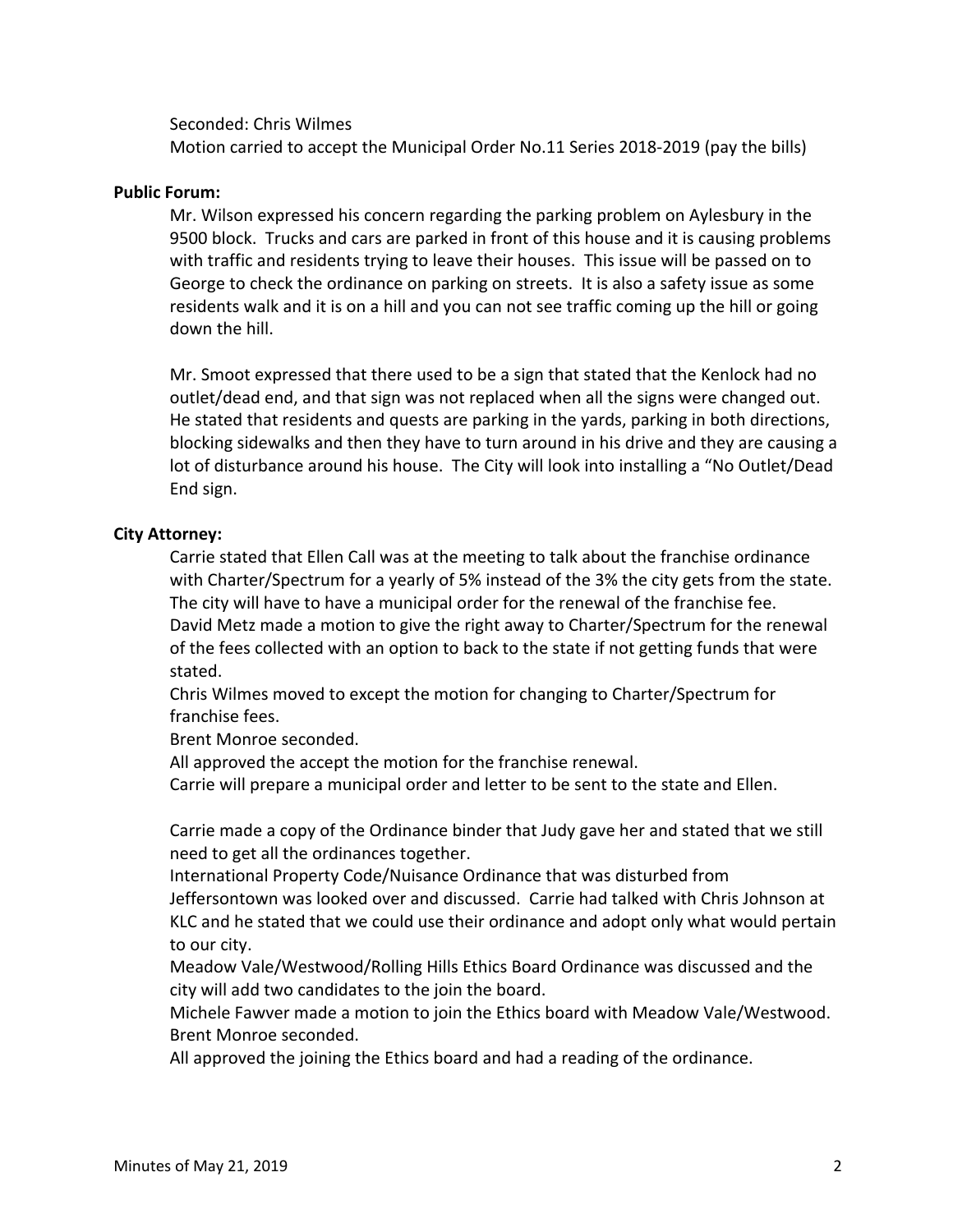Seconded: Chris Wilmes
Motion carried to accept the Municipal Order No.11 Series 2018-2019 (pay the bills)

**Public Forum:**

Mr. Wilson expressed his concern regarding the parking problem on Aylesbury in the 9500 block. Trucks and cars are parked in front of this house and it is causing problems with traffic and residents trying to leave their houses. This issue will be passed on to George to check the ordinance on parking on streets. It is also a safety issue as some residents walk and it is on a hill and you can not see traffic coming up the hill or going down the hill.

Mr. Smoot expressed that there used to be a sign that stated that the Kenlock had no outlet/dead end, and that sign was not replaced when all the signs were changed out. He stated that residents and quests are parking in the yards, parking in both directions, blocking sidewalks and then they have to turn around in his drive and they are causing a lot of disturbance around his house. The City will look into installing a "No Outlet/Dead End sign.

**City Attorney:**

Carrie stated that Ellen Call was at the meeting to talk about the franchise ordinance with Charter/Spectrum for a yearly of 5% instead of the 3% the city gets from the state. The city will have to have a municipal order for the renewal of the franchise fee.
David Metz made a motion to give the right away to Charter/Spectrum for the renewal of the fees collected with an option to back to the state if not getting funds that were stated.
Chris Wilmes moved to except the motion for changing to Charter/Spectrum for franchise fees.
Brent Monroe seconded.
All approved the accept the motion for the franchise renewal.
Carrie will prepare a municipal order and letter to be sent to the state and Ellen.

Carrie made a copy of the Ordinance binder that Judy gave her and stated that we still need to get all the ordinances together.
International Property Code/Nuisance Ordinance that was disturbed from Jeffersontown was looked over and discussed. Carrie had talked with Chris Johnson at KLC and he stated that we could use their ordinance and adopt only what would pertain to our city.
Meadow Vale/Westwood/Rolling Hills Ethics Board Ordinance was discussed and the city will add two candidates to the join the board.
Michele Fawver made a motion to join the Ethics board with Meadow Vale/Westwood.
Brent Monroe seconded.
All approved the joining the Ethics board and had a reading of the ordinance.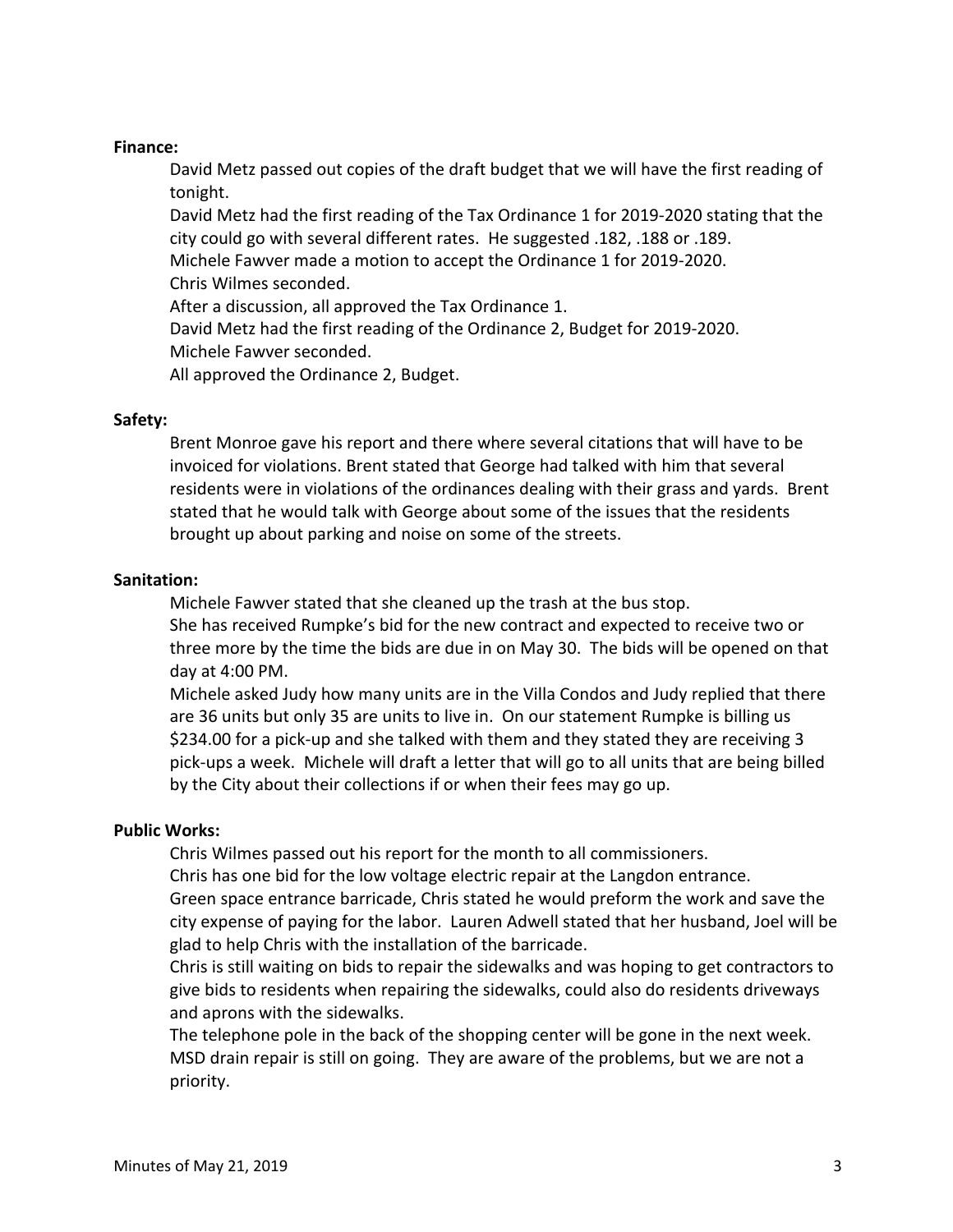**Finance:**

David Metz passed out copies of the draft budget that we will have the first reading of tonight.
David Metz had the first reading of the Tax Ordinance 1 for 2019-2020 stating that the city could go with several different rates. He suggested .182, .188 or .189.
Michele Fawver made a motion to accept the Ordinance 1 for 2019-2020.
Chris Wilmes seconded.
After a discussion, all approved the Tax Ordinance 1.
David Metz had the first reading of the Ordinance 2, Budget for 2019-2020.
Michele Fawver seconded.
All approved the Ordinance 2, Budget.

**Safety:**

Brent Monroe gave his report and there where several citations that will have to be invoiced for violations. Brent stated that George had talked with him that several residents were in violations of the ordinances dealing with their grass and yards. Brent stated that he would talk with George about some of the issues that the residents brought up about parking and noise on some of the streets.

**Sanitation:**

Michele Fawver stated that she cleaned up the trash at the bus stop.
She has received Rumpke's bid for the new contract and expected to receive two or three more by the time the bids are due in on May 30. The bids will be opened on that day at 4:00 PM.
Michele asked Judy how many units are in the Villa Condos and Judy replied that there are 36 units but only 35 are units to live in. On our statement Rumpke is billing us \$234.00 for a pick-up and she talked with them and they stated they are receiving 3 pick-ups a week. Michele will draft a letter that will go to all units that are being billed by the City about their collections if or when their fees may go up.

**Public Works:**

Chris Wilmes passed out his report for the month to all commissioners.
Chris has one bid for the low voltage electric repair at the Langdon entrance.
Green space entrance barricade, Chris stated he would preform the work and save the city expense of paying for the labor. Lauren Adwell stated that her husband, Joel will be glad to help Chris with the installation of the barricade.
Chris is still waiting on bids to repair the sidewalks and was hoping to get contractors to give bids to residents when repairing the sidewalks, could also do residents driveways and aprons with the sidewalks.
The telephone pole in the back of the shopping center will be gone in the next week.
MSD drain repair is still on going. They are aware of the problems, but we are not a priority.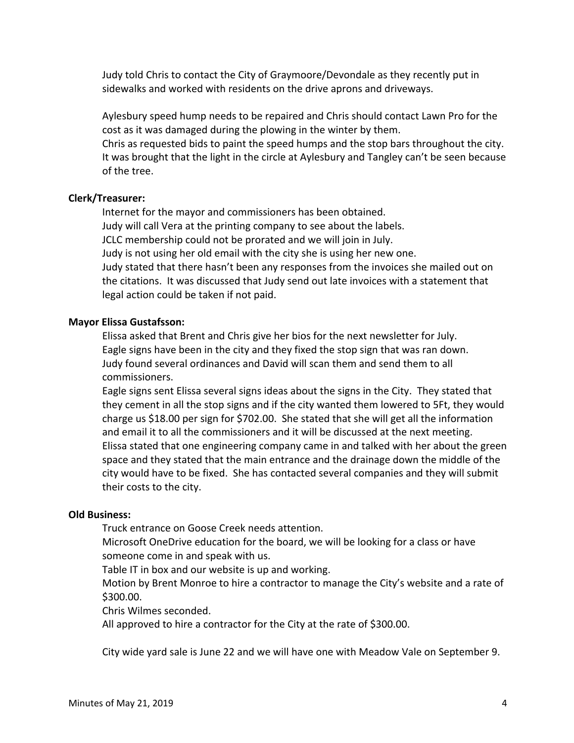Judy told Chris to contact the City of Graymoore/Devondale as they recently put in sidewalks and worked with residents on the drive aprons and driveways.

Aylesbury speed hump needs to be repaired and Chris should contact Lawn Pro for the cost as it was damaged during the plowing in the winter by them.
Chris as requested bids to paint the speed humps and the stop bars throughout the city.
It was brought that the light in the circle at Aylesbury and Tangley can't be seen because of the tree.

**Clerk/Treasurer:**

Internet for the mayor and commissioners has been obtained.
Judy will call Vera at the printing company to see about the labels.
JCLC membership could not be prorated and we will join in July.
Judy is not using her old email with the city she is using her new one.
Judy stated that there hasn't been any responses from the invoices she mailed out on the citations. It was discussed that Judy send out late invoices with a statement that legal action could be taken if not paid.

**Mayor Elissa Gustafsson:**

Elissa asked that Brent and Chris give her bios for the next newsletter for July.
Eagle signs have been in the city and they fixed the stop sign that was ran down.
Judy found several ordinances and David will scan them and send them to all commissioners.
Eagle signs sent Elissa several signs ideas about the signs in the City. They stated that they cement in all the stop signs and if the city wanted them lowered to 5Ft, they would charge us $18.00 per sign for $702.00. She stated that she will get all the information and email it to all the commissioners and it will be discussed at the next meeting.
Elissa stated that one engineering company came in and talked with her about the green space and they stated that the main entrance and the drainage down the middle of the city would have to be fixed. She has contacted several companies and they will submit their costs to the city.

**Old Business:**

Truck entrance on Goose Creek needs attention.
Microsoft OneDrive education for the board, we will be looking for a class or have someone come in and speak with us.
Table IT in box and our website is up and working.
Motion by Brent Monroe to hire a contractor to manage the City's website and a rate of $300.00.
Chris Wilmes seconded.
All approved to hire a contractor for the City at the rate of $300.00.

City wide yard sale is June 22 and we will have one with Meadow Vale on September 9.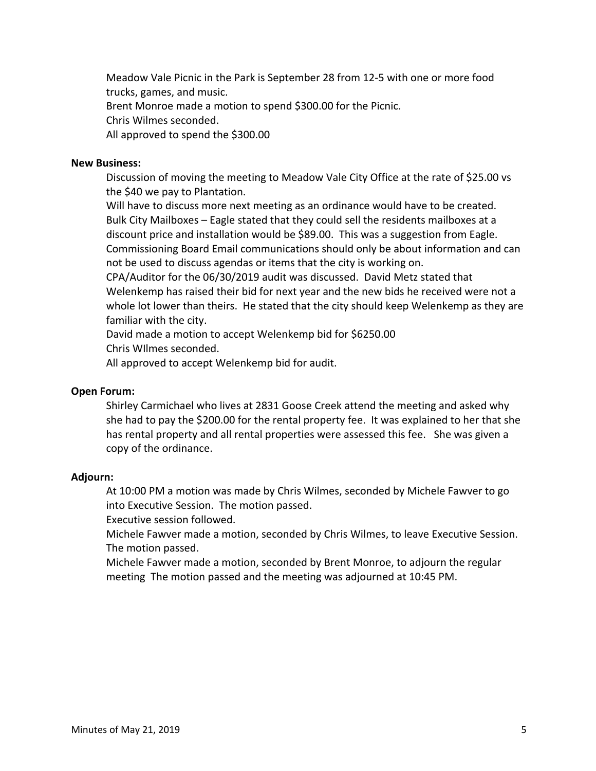Meadow Vale Picnic in the Park is September 28 from 12-5 with one or more food trucks, games, and music.
Brent Monroe made a motion to spend $300.00 for the Picnic.
Chris Wilmes seconded.
All approved to spend the $300.00

**New Business:**

Discussion of moving the meeting to Meadow Vale City Office at the rate of $25.00 vs the $40 we pay to Plantation.
Will have to discuss more next meeting as an ordinance would have to be created.
Bulk City Mailboxes – Eagle stated that they could sell the residents mailboxes at a discount price and installation would be $89.00. This was a suggestion from Eagle.
Commissioning Board Email communications should only be about information and can not be used to discuss agendas or items that the city is working on.
CPA/Auditor for the 06/30/2019 audit was discussed. David Metz stated that Welenkemp has raised their bid for next year and the new bids he received were not a whole lot lower than theirs. He stated that the city should keep Welenkemp as they are familiar with the city.
David made a motion to accept Welenkemp bid for $6250.00
Chris WIlmes seconded.
All approved to accept Welenkemp bid for audit.

**Open Forum:**

Shirley Carmichael who lives at 2831 Goose Creek attend the meeting and asked why she had to pay the $200.00 for the rental property fee. It was explained to her that she has rental property and all rental properties were assessed this fee. She was given a copy of the ordinance.

**Adjourn:**

At 10:00 PM a motion was made by Chris Wilmes, seconded by Michele Fawver to go into Executive Session. The motion passed.
Executive session followed.
Michele Fawver made a motion, seconded by Chris Wilmes, to leave Executive Session. The motion passed.
Michele Fawver made a motion, seconded by Brent Monroe, to adjourn the regular meeting The motion passed and the meeting was adjourned at 10:45 PM.